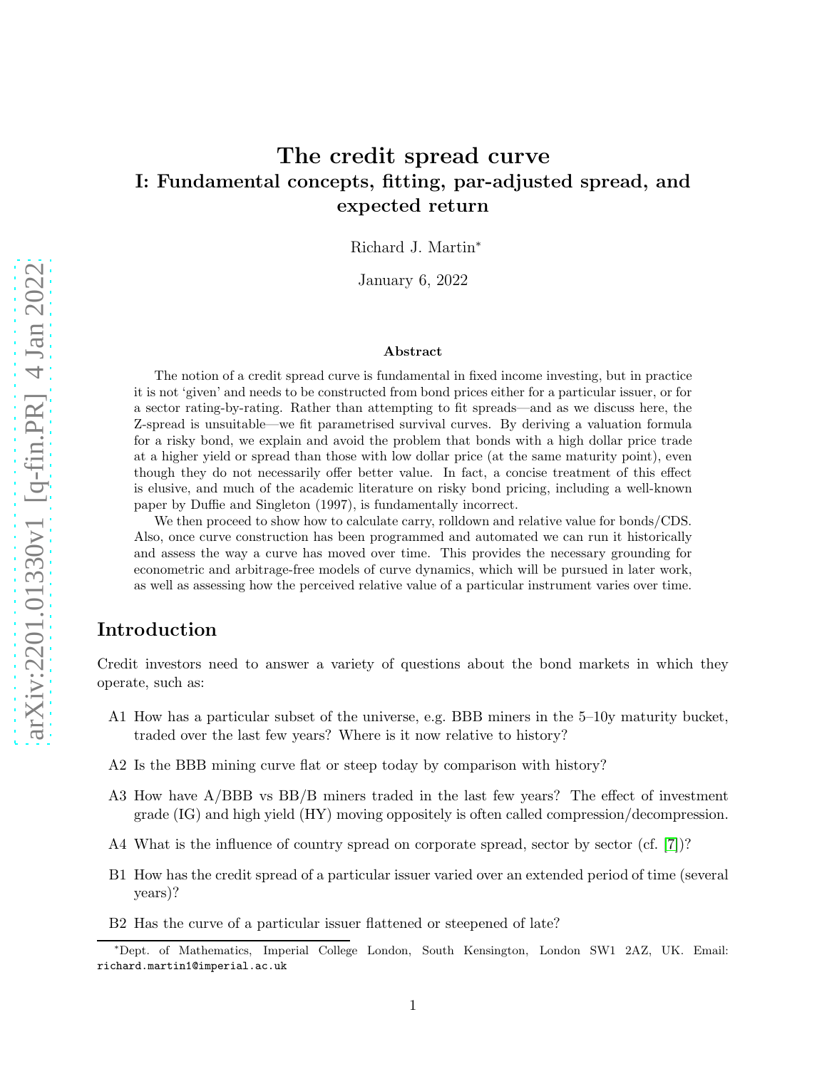# The credit spread curve

## I: Fundamental concepts, fitting, par-adjusted spread, and expected return

Richard J. Martin*

January 6, 2022

### Abstract

The notion of a credit spread curve is fundamental in fixed income investing, but in practice it is not 'given' and needs to be constructed from bond prices either for a particular issuer, or for a sector rating-by-rating. Rather than attempting to fit spreads—and as we discuss here, the Z-spread is unsuitable—we fit parametrised survival curves. By deriving a valuation formula for a risky bond, we explain and avoid the problem that bonds with a high dollar price trade at a higher yield or spread than those with low dollar price (at the same maturity point), even though they do not necessarily offer better value. In fact, a concise treatment of this effect is elusive, and much of the academic literature on risky bond pricing, including a well-known paper by Duffie and Singleton (1997), is fundamentally incorrect.

We then proceed to show how to calculate carry, rolldown and relative value for bonds/CDS. Also, once curve construction has been programmed and automated we can run it historically and assess the way a curve has moved over time. This provides the necessary grounding for econometric and arbitrage-free models of curve dynamics, which will be pursued in later work, as well as assessing how the perceived relative value of a particular instrument varies over time.

## Introduction

Credit investors need to answer a variety of questions about the bond markets in which they operate, such as:

A1 How has a particular subset of the universe, e.g. BBB miners in the 5–10y maturity bucket, traded over the last few years? Where is it now relative to history?

A2 Is the BBB mining curve flat or steep today by comparison with history?

A3 How have A/BBB vs BB/B miners traded in the last few years? The effect of investment grade (IG) and high yield (HY) moving oppositely is often called compression/decompression.

A4 What is the influence of country spread on corporate spread, sector by sector (cf. [7])?

B1 How has the credit spread of a particular issuer varied over an extended period of time (several years)?

B2 Has the curve of a particular issuer flattened or steepened of late?

*Dept. of Mathematics, Imperial College London, South Kensington, London SW1 2AZ, UK. Email: richard.martin1@imperial.ac.uk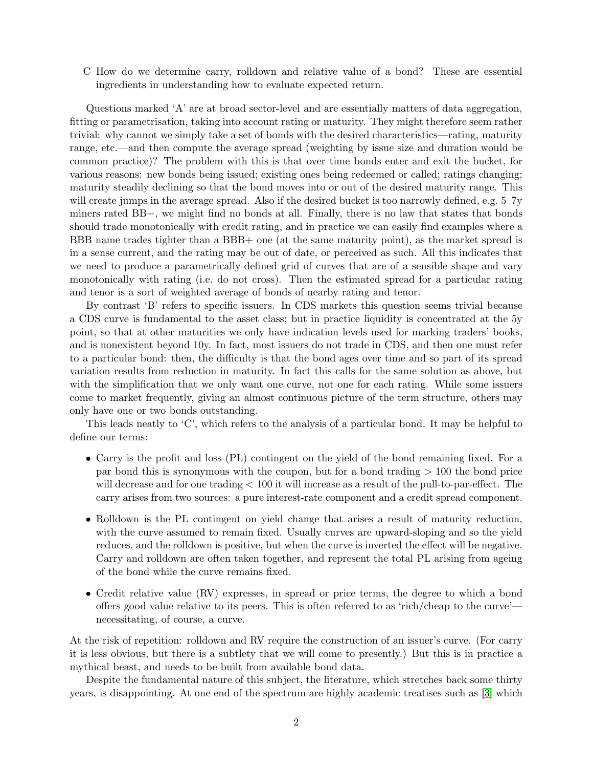C How do we determine carry, rolldown and relative value of a bond? These are essential ingredients in understanding how to evaluate expected return.

Questions marked 'A' are at broad sector-level and are essentially matters of data aggregation, fitting or parametrisation, taking into account rating or maturity. They might therefore seem rather trivial: why cannot we simply take a set of bonds with the desired characteristics—rating, maturity range, etc.—and then compute the average spread (weighting by issue size and duration would be common practice)? The problem with this is that over time bonds enter and exit the bucket, for various reasons: new bonds being issued; existing ones being redeemed or called; ratings changing; maturity steadily declining so that the bond moves into or out of the desired maturity range. This will create jumps in the average spread. Also if the desired bucket is too narrowly defined, e.g. 5–7y miners rated BB−, we might find no bonds at all. Finally, there is no law that states that bonds should trade monotonically with credit rating, and in practice we can easily find examples where a BBB name trades tighter than a BBB+ one (at the same maturity point), as the market spread is in a sense current, and the rating may be out of date, or perceived as such. All this indicates that we need to produce a parametrically-defined grid of curves that are of a sensible shape and vary monotonically with rating (i.e. do not cross). Then the estimated spread for a particular rating and tenor is a sort of weighted average of bonds of nearby rating and tenor.

By contrast 'B' refers to specific issuers. In CDS markets this question seems trivial because a CDS curve is fundamental to the asset class; but in practice liquidity is concentrated at the 5y point, so that at other maturities we only have indication levels used for marking traders' books, and is nonexistent beyond 10y. In fact, most issuers do not trade in CDS, and then one must refer to a particular bond: then, the difficulty is that the bond ages over time and so part of its spread variation results from reduction in maturity. In fact this calls for the same solution as above, but with the simplification that we only want one curve, not one for each rating. While some issuers come to market frequently, giving an almost continuous picture of the term structure, others may only have one or two bonds outstanding.

This leads neatly to 'C', which refers to the analysis of a particular bond. It may be helpful to define our terms:

- Carry is the profit and loss (PL) contingent on the yield of the bond remaining fixed. For a par bond this is synonymous with the coupon, but for a bond trading $> 100$ the bond price will decrease and for one trading $< 100$ it will increase as a result of the pull-to-par-effect. The carry arises from two sources: a pure interest-rate component and a credit spread component.
- Rolldown is the PL contingent on yield change that arises a result of maturity reduction, with the curve assumed to remain fixed. Usually curves are upward-sloping and so the yield reduces, and the rolldown is positive, but when the curve is inverted the effect will be negative. Carry and rolldown are often taken together, and represent the total PL arising from ageing of the bond while the curve remains fixed.
- Credit relative value (RV) expresses, in spread or price terms, the degree to which a bond offers good value relative to its peers. This is often referred to as 'rich/cheap to the curve'—necessitating, of course, a curve.

At the risk of repetition: rolldown and RV require the construction of an issuer's curve. (For carry it is less obvious, but there is a subtlety that we will come to presently.) But this is in practice a mythical beast, and needs to be built from available bond data.

Despite the fundamental nature of this subject, the literature, which stretches back some thirty years, is disappointing. At one end of the spectrum are highly academic treatises such as [3] which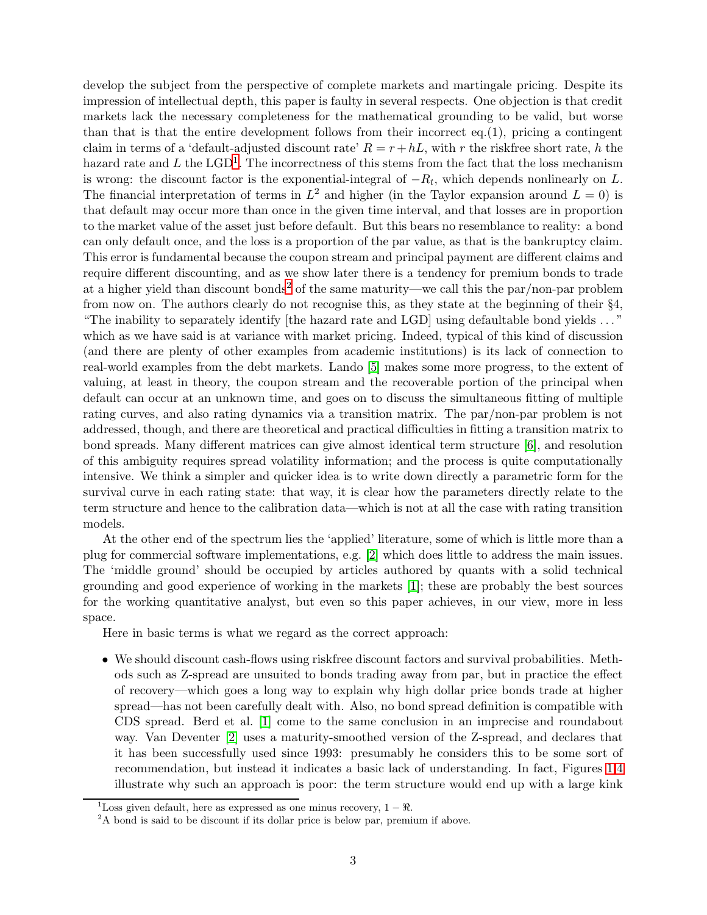develop the subject from the perspective of complete markets and martingale pricing. Despite its impression of intellectual depth, this paper is faulty in several respects. One objection is that credit markets lack the necessary completeness for the mathematical grounding to be valid, but worse than that is that the entire development follows from their incorrect eq.(1), pricing a contingent claim in terms of a 'default-adjusted discount rate' $R = r + hL$, with $r$ the riskfree short rate, $h$ the hazard rate and $L$ the LGD[1]. The incorrectness of this stems from the fact that the loss mechanism is wrong: the discount factor is the exponential-integral of $-R_t$, which depends nonlinearly on $L$. The financial interpretation of terms in $L^2$ and higher (in the Taylor expansion around $L = 0$) is that default may occur more than once in the given time interval, and that losses are in proportion to the market value of the asset just before default. But this bears no resemblance to reality: a bond can only default once, and the loss is a proportion of the par value, as that is the bankruptcy claim. This error is fundamental because the coupon stream and principal payment are different claims and require different discounting, and as we show later there is a tendency for premium bonds to trade at a higher yield than discount bonds[2] of the same maturity—we call this the par/non-par problem from now on. The authors clearly do not recognise this, as they state at the beginning of their §4, "The inability to separately identify [the hazard rate and LGD] using defaultable bond yields ..." which as we have said is at variance with market pricing. Indeed, typical of this kind of discussion (and there are plenty of other examples from academic institutions) is its lack of connection to real-world examples from the debt markets. Lando [5] makes some more progress, to the extent of valuing, at least in theory, the coupon stream and the recoverable portion of the principal when default can occur at an unknown time, and goes on to discuss the simultaneous fitting of multiple rating curves, and also rating dynamics via a transition matrix. The par/non-par problem is not addressed, though, and there are theoretical and practical difficulties in fitting a transition matrix to bond spreads. Many different matrices can give almost identical term structure [6], and resolution of this ambiguity requires spread volatility information; and the process is quite computationally intensive. We think a simpler and quicker idea is to write down directly a parametric form for the survival curve in each rating state: that way, it is clear how the parameters directly relate to the term structure and hence to the calibration data—which is not at all the case with rating transition models.

At the other end of the spectrum lies the 'applied' literature, some of which is little more than a plug for commercial software implementations, e.g. [2] which does little to address the main issues. The 'middle ground' should be occupied by articles authored by quants with a solid technical grounding and good experience of working in the markets [1]; these are probably the best sources for the working quantitative analyst, but even so this paper achieves, in our view, more in less space.

Here in basic terms is what we regard as the correct approach:

- We should discount cash-flows using riskfree discount factors and survival probabilities. Methods such as Z-spread are unsuited to bonds trading away from par, but in practice the effect of recovery—which goes a long way to explain why high dollar price bonds trade at higher spread—has not been carefully dealt with. Also, no bond spread definition is compatible with CDS spread. Berd et al. [1] come to the same conclusion in an imprecise and roundabout way. Van Deventer [2] uses a maturity-smoothed version of the Z-spread, and declares that it has been successfully used since 1993: presumably he considers this to be some sort of recommendation, but instead it indicates a basic lack of understanding. In fact, Figures 1,4 illustrate why such an approach is poor: the term structure would end up with a large kink

[1] Loss given default, here as expressed as one minus recovery, $1 - \Re$.

[2] A bond is said to be discount if its dollar price is below par, premium if above.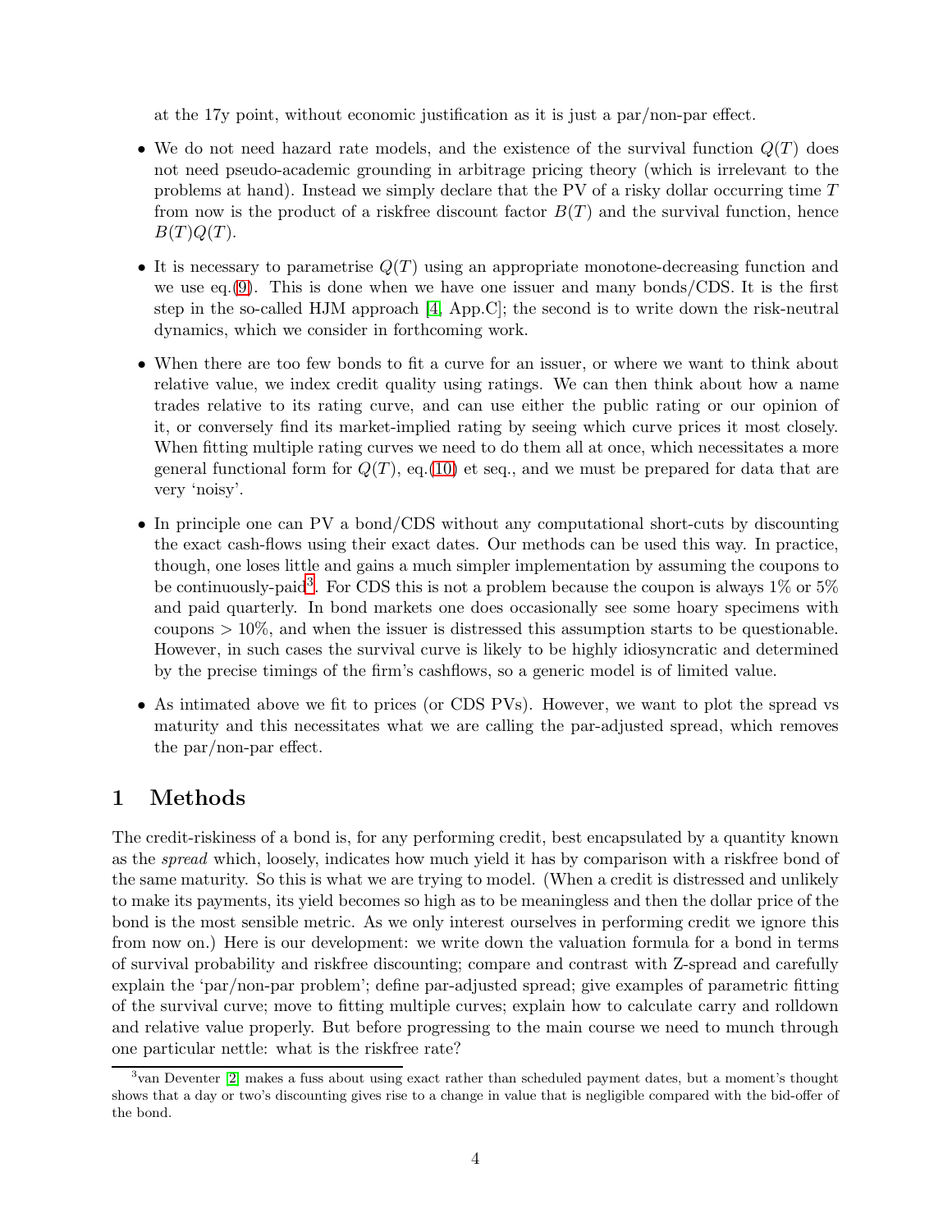at the 17y point, without economic justification as it is just a par/non-par effect.

- We do not need hazard rate models, and the existence of the survival function $Q(T)$ does not need pseudo-academic grounding in arbitrage pricing theory (which is irrelevant to the problems at hand). Instead we simply declare that the PV of a risky dollar occurring time $T$ from now is the product of a riskfree discount factor $B(T)$ and the survival function, hence $B(T)Q(T)$.

- It is necessary to parametrise $Q(T)$ using an appropriate monotone-decreasing function and we use eq.(9). This is done when we have one issuer and many bonds/CDS. It is the first step in the so-called HJM approach [4, App.C]; the second is to write down the risk-neutral dynamics, which we consider in forthcoming work.

- When there are too few bonds to fit a curve for an issuer, or where we want to think about relative value, we index credit quality using ratings. We can then think about how a name trades relative to its rating curve, and can use either the public rating or our opinion of it, or conversely find its market-implied rating by seeing which curve prices it most closely. When fitting multiple rating curves we need to do them all at once, which necessitates a more general functional form for $Q(T)$, eq.(10) et seq., and we must be prepared for data that are very 'noisy'.

- In principle one can PV a bond/CDS without any computational short-cuts by discounting the exact cash-flows using their exact dates. Our methods can be used this way. In practice, though, one loses little and gains a much simpler implementation by assuming the coupons to be continuously-paid[3]. For CDS this is not a problem because the coupon is always 1% or 5% and paid quarterly. In bond markets one does occasionally see some hoary specimens with coupons $> 10\%$, and when the issuer is distressed this assumption starts to be questionable. However, in such cases the survival curve is likely to be highly idiosyncratic and determined by the precise timings of the firm's cashflows, so a generic model is of limited value.

- As intimated above we fit to prices (or CDS PVs). However, we want to plot the spread vs maturity and this necessitates what we are calling the par-adjusted spread, which removes the par/non-par effect.

# 1 Methods

The credit-riskiness of a bond is, for any performing credit, best encapsulated by a quantity known as the *spread* which, loosely, indicates how much yield it has by comparison with a riskfree bond of the same maturity. So this is what we are trying to model. (When a credit is distressed and unlikely to make its payments, its yield becomes so high as to be meaningless and then the dollar price of the bond is the most sensible metric. As we only interest ourselves in performing credit we ignore this from now on.) Here is our development: we write down the valuation formula for a bond in terms of survival probability and riskfree discounting; compare and contrast with Z-spread and carefully explain the 'par/non-par problem'; define par-adjusted spread; give examples of parametric fitting of the survival curve; move to fitting multiple curves; explain how to calculate carry and rolldown and relative value properly. But before progressing to the main course we need to munch through one particular nettle: what is the riskfree rate?

[3] van Deventer [2] makes a fuss about using exact rather than scheduled payment dates, but a moment's thought shows that a day or two's discounting gives rise to a change in value that is negligible compared with the bid-offer of the bond.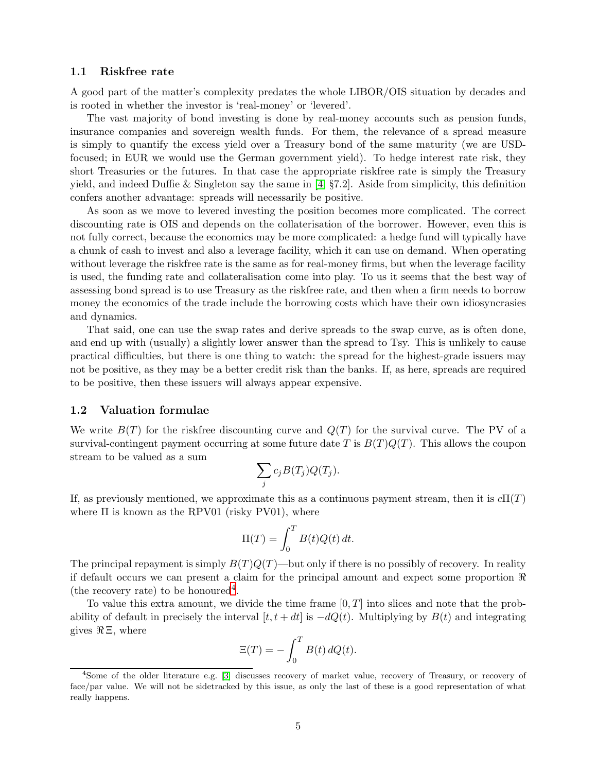### 1.1 Riskfree rate

A good part of the matter's complexity predates the whole LIBOR/OIS situation by decades and is rooted in whether the investor is 'real-money' or 'levered'.

The vast majority of bond investing is done by real-money accounts such as pension funds, insurance companies and sovereign wealth funds. For them, the relevance of a spread measure is simply to quantify the excess yield over a Treasury bond of the same maturity (we are USD-focused; in EUR we would use the German government yield). To hedge interest rate risk, they short Treasuries or the futures. In that case the appropriate riskfree rate is simply the Treasury yield, and indeed Duffie & Singleton say the same in [4, §7.2]. Aside from simplicity, this definition confers another advantage: spreads will necessarily be positive.

As soon as we move to levered investing the position becomes more complicated. The correct discounting rate is OIS and depends on the collaterisation of the borrower. However, even this is not fully correct, because the economics may be more complicated: a hedge fund will typically have a chunk of cash to invest and also a leverage facility, which it can use on demand. When operating without leverage the riskfree rate is the same as for real-money firms, but when the leverage facility is used, the funding rate and collateralisation come into play. To us it seems that the best way of assessing bond spread is to use Treasury as the riskfree rate, and then when a firm needs to borrow money the economics of the trade include the borrowing costs which have their own idiosyncrasies and dynamics.

That said, one can use the swap rates and derive spreads to the swap curve, as is often done, and end up with (usually) a slightly lower answer than the spread to Tsy. This is unlikely to cause practical difficulties, but there is one thing to watch: the spread for the highest-grade issuers may not be positive, as they may be a better credit risk than the banks. If, as here, spreads are required to be positive, then these issuers will always appear expensive.

### 1.2 Valuation formulae

We write $B(T)$ for the riskfree discounting curve and $Q(T)$ for the survival curve. The PV of a survival-contingent payment occurring at some future date $T$ is $B(T)Q(T)$. This allows the coupon stream to be valued as a sum

$$\sum_j c_j B(T_j) Q(T_j).$$

If, as previously mentioned, we approximate this as a continuous payment stream, then it is $c\Pi(T)$ where $\Pi$ is known as the RPV01 (risky PV01), where

$$\Pi(T) = \int_0^T B(t)Q(t)\,dt.$$

The principal repayment is simply $B(T)Q(T)$—but only if there is no possibly of recovery. In reality if default occurs we can present a claim for the principal amount and expect some proportion $\Re$ (the recovery rate) to be honoured[4].

To value this extra amount, we divide the time frame $[0, T]$ into slices and note that the probability of default in precisely the interval $[t, t + dt]$ is $-dQ(t)$. Multiplying by $B(t)$ and integrating gives $\Re\Xi$, where

$$\Xi(T) = -\int_0^T B(t)\,dQ(t).$$

[4] Some of the older literature e.g. [3] discusses recovery of market value, recovery of Treasury, or recovery of face/par value. We will not be sidetracked by this issue, as only the last of these is a good representation of what really happens.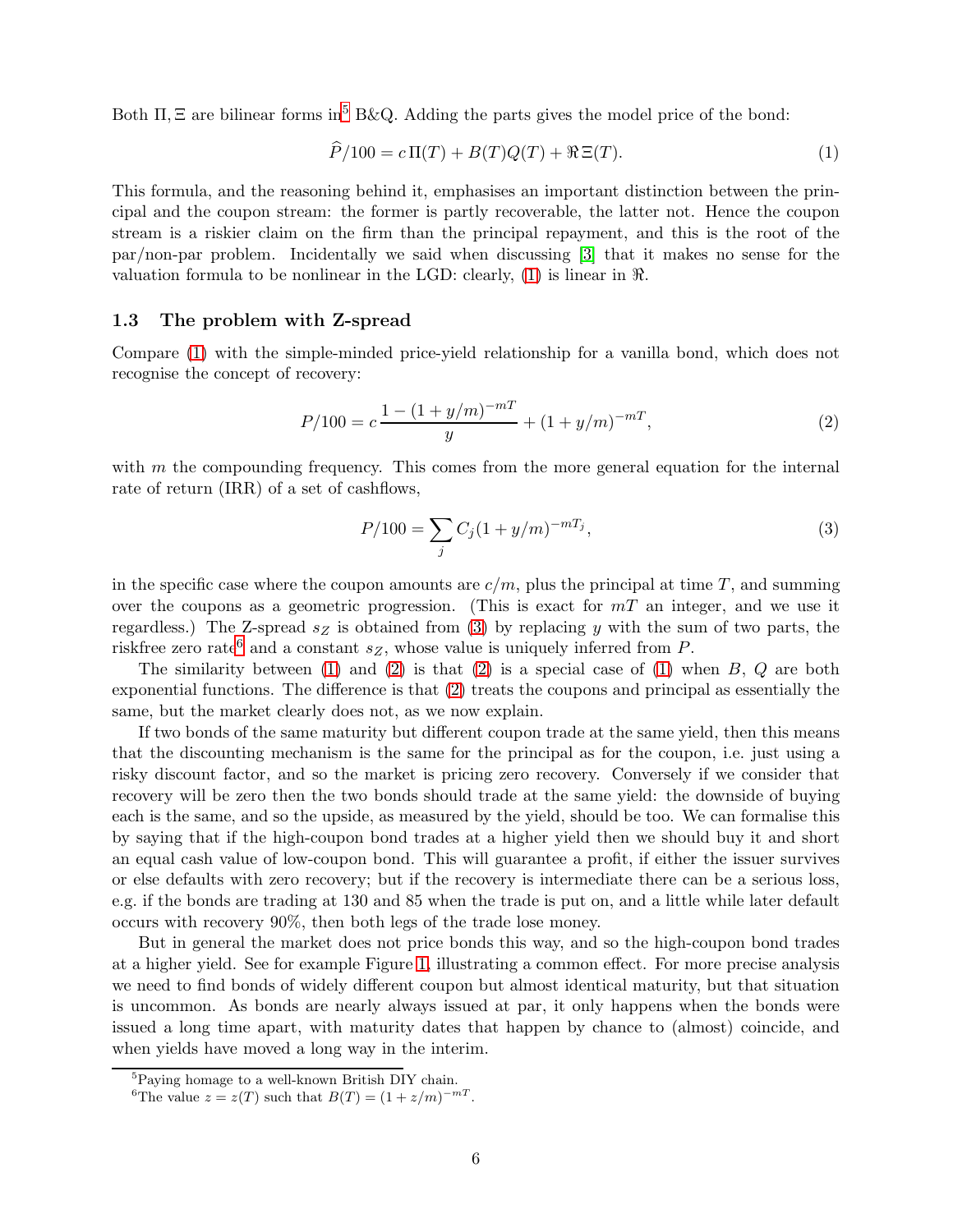Both $\Pi, \Xi$ are bilinear forms in[5] B&Q. Adding the parts gives the model price of the bond:

$$\widehat{P}/100 = c\,\Pi(T) + B(T)Q(T) + \Re\,\Xi(T). \tag{1}$$

This formula, and the reasoning behind it, emphasises an important distinction between the principal and the coupon stream: the former is partly recoverable, the latter not. Hence the coupon stream is a riskier claim on the firm than the principal repayment, and this is the root of the par/non-par problem. Incidentally we said when discussing [3] that it makes no sense for the valuation formula to be nonlinear in the LGD: clearly, (1) is linear in $\Re$.

### 1.3 The problem with Z-spread

Compare (1) with the simple-minded price-yield relationship for a vanilla bond, which does not recognise the concept of recovery:

$$P/100 = c\,\frac{1-(1+y/m)^{-mT}}{y} + (1+y/m)^{-mT}, \tag{2}$$

with $m$ the compounding frequency. This comes from the more general equation for the internal rate of return (IRR) of a set of cashflows,

$$P/100 = \sum_j C_j (1+y/m)^{-mT_j}, \tag{3}$$

in the specific case where the coupon amounts are $c/m$, plus the principal at time $T$, and summing over the coupons as a geometric progression. (This is exact for $mT$ an integer, and we use it regardless.) The Z-spread $s_Z$ is obtained from (3) by replacing $y$ with the sum of two parts, the riskfree zero rate[6] and a constant $s_Z$, whose value is uniquely inferred from $P$.

The similarity between (1) and (2) is that (2) is a special case of (1) when $B$, $Q$ are both exponential functions. The difference is that (2) treats the coupons and principal as essentially the same, but the market clearly does not, as we now explain.

If two bonds of the same maturity but different coupon trade at the same yield, then this means that the discounting mechanism is the same for the principal as for the coupon, i.e. just using a risky discount factor, and so the market is pricing zero recovery. Conversely if we consider that recovery will be zero then the two bonds should trade at the same yield: the downside of buying each is the same, and so the upside, as measured by the yield, should be too. We can formalise this by saying that if the high-coupon bond trades at a higher yield then we should buy it and short an equal cash value of low-coupon bond. This will guarantee a profit, if either the issuer survives or else defaults with zero recovery; but if the recovery is intermediate there can be a serious loss, e.g. if the bonds are trading at 130 and 85 when the trade is put on, and a little while later default occurs with recovery 90%, then both legs of the trade lose money.

But in general the market does not price bonds this way, and so the high-coupon bond trades at a higher yield. See for example Figure 1, illustrating a common effect. For more precise analysis we need to find bonds of widely different coupon but almost identical maturity, but that situation is uncommon. As bonds are nearly always issued at par, it only happens when the bonds were issued a long time apart, with maturity dates that happen by chance to (almost) coincide, and when yields have moved a long way in the interim.

---

[5] Paying homage to a well-known British DIY chain.

[6] The value $z = z(T)$ such that $B(T) = (1+z/m)^{-mT}$.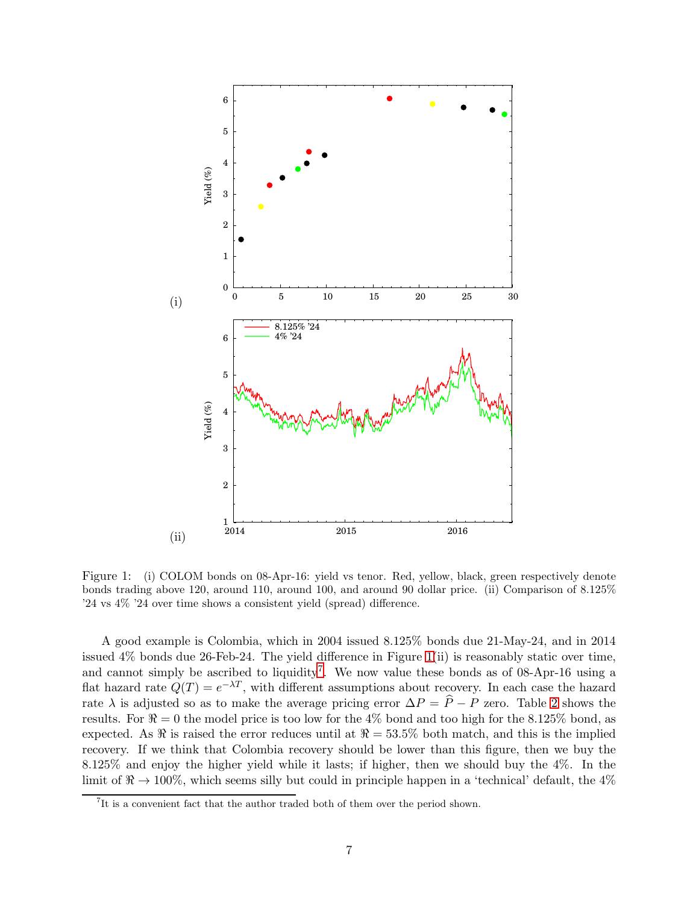Figure 1: (i) COLOM bonds on 08-Apr-16: yield vs tenor. Red, yellow, black, green respectively denote bonds trading above 120, around 110, around 100, and around 90 dollar price. (ii) Comparison of 8.125% '24 vs 4% '24 over time shows a consistent yield (spread) difference.

A good example is Colombia, which in 2004 issued 8.125% bonds due 21-May-24, and in 2014 issued 4% bonds due 26-Feb-24. The yield difference in Figure 1(ii) is reasonably static over time, and cannot simply be ascribed to liquidity[7]. We now value these bonds as of 08-Apr-16 using a flat hazard rate $Q(T) = e^{-\lambda T}$, with different assumptions about recovery. In each case the hazard rate $\lambda$ is adjusted so as to make the average pricing error $\Delta P = \widehat{P} - P$ zero. Table 2 shows the results. For $\Re = 0$ the model price is too low for the 4% bond and too high for the 8.125% bond, as expected. As $\Re$ is raised the error reduces until at $\Re = 53.5\%$ both match, and this is the implied recovery. If we think that Colombia recovery should be lower than this figure, then we buy the 8.125% and enjoy the higher yield while it lasts; if higher, then we should buy the 4%. In the limit of $\Re \to 100\%$, which seems silly but could in principle happen in a 'technical' default, the 4%

[7] It is a convenient fact that the author traded both of them over the period shown.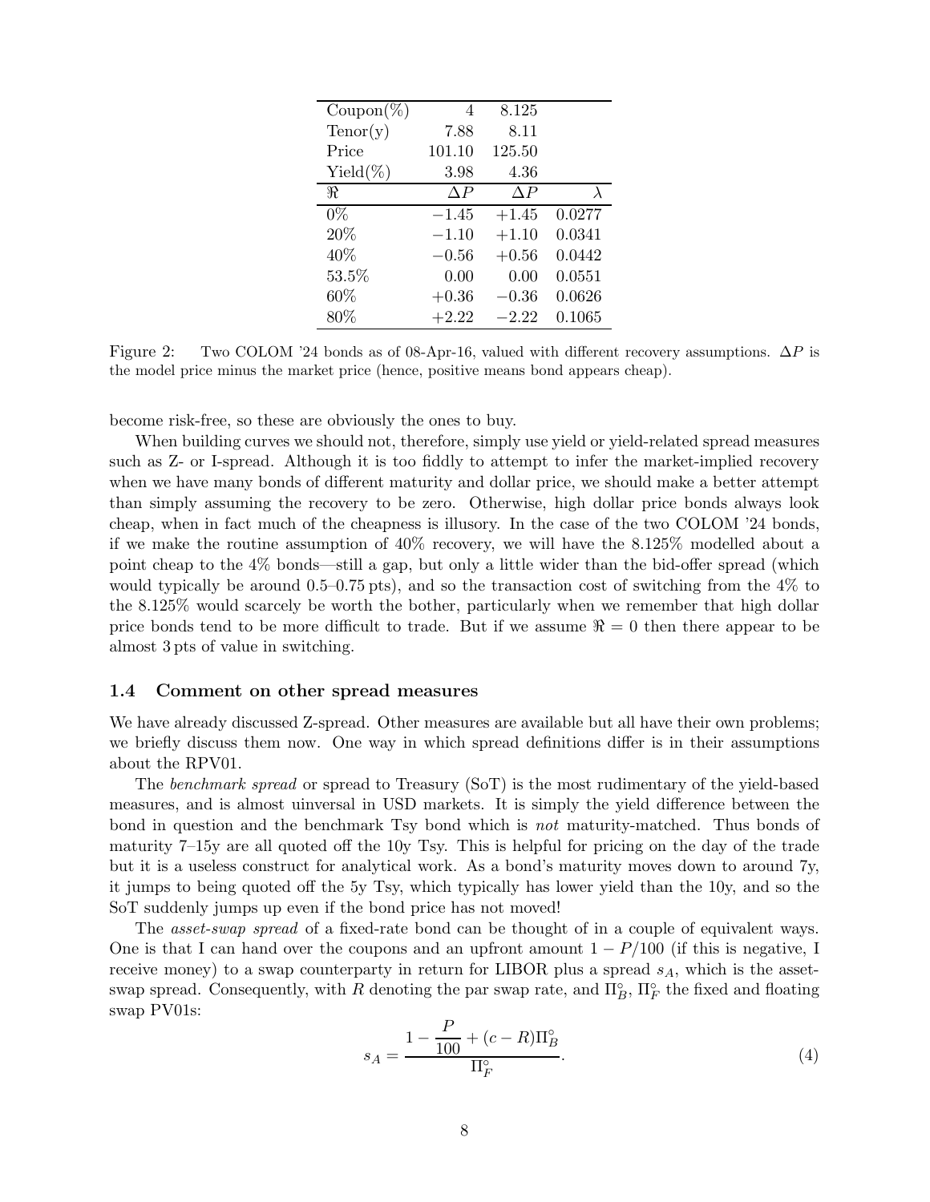| Coupon(%) | 4 | 8.125 | |
|---|---|---|---|
| Tenor(y) | 7.88 | 8.11 | |
| Price | 101.10 | 125.50 | |
| Yield(%) | 3.98 | 4.36 | |
| $\Re$ | $\Delta P$ | $\Delta P$ | $\lambda$ |
| 0% | $-1.45$ | $+1.45$ | 0.0277 |
| 20% | $-1.10$ | $+1.10$ | 0.0341 |
| 40% | $-0.56$ | $+0.56$ | 0.0442 |
| 53.5% | 0.00 | 0.00 | 0.0551 |
| 60% | $+0.36$ | $-0.36$ | 0.0626 |
| 80% | $+2.22$ | $-2.22$ | 0.1065 |

Figure 2: Two COLOM '24 bonds as of 08-Apr-16, valued with different recovery assumptions. $\Delta P$ is the model price minus the market price (hence, positive means bond appears cheap).

become risk-free, so these are obviously the ones to buy.

When building curves we should not, therefore, simply use yield or yield-related spread measures such as Z- or I-spread. Although it is too fiddly to attempt to infer the market-implied recovery when we have many bonds of different maturity and dollar price, we should make a better attempt than simply assuming the recovery to be zero. Otherwise, high dollar price bonds always look cheap, when in fact much of the cheapness is illusory. In the case of the two COLOM '24 bonds, if we make the routine assumption of 40% recovery, we will have the 8.125% modelled about a point cheap to the 4% bonds—still a gap, but only a little wider than the bid-offer spread (which would typically be around 0.5–0.75 pts), and so the transaction cost of switching from the 4% to the 8.125% would scarcely be worth the bother, particularly when we remember that high dollar price bonds tend to be more difficult to trade. But if we assume $\Re = 0$ then there appear to be almost 3 pts of value in switching.

### 1.4 Comment on other spread measures

We have already discussed Z-spread. Other measures are available but all have their own problems; we briefly discuss them now. One way in which spread definitions differ is in their assumptions about the RPV01.

The *benchmark spread* or spread to Treasury (SoT) is the most rudimentary of the yield-based measures, and is almost uinversal in USD markets. It is simply the yield difference between the bond in question and the benchmark Tsy bond which is *not* maturity-matched. Thus bonds of maturity 7–15y are all quoted off the 10y Tsy. This is helpful for pricing on the day of the trade but it is a useless construct for analytical work. As a bond's maturity moves down to around 7y, it jumps to being quoted off the 5y Tsy, which typically has lower yield than the 10y, and so the SoT suddenly jumps up even if the bond price has not moved!

The *asset-swap spread* of a fixed-rate bond can be thought of in a couple of equivalent ways. One is that I can hand over the coupons and an upfront amount $1 - P/100$ (if this is negative, I receive money) to a swap counterparty in return for LIBOR plus a spread $s_A$, which is the asset-swap spread. Consequently, with $R$ denoting the par swap rate, and $\Pi^\circ_B$, $\Pi^\circ_F$ the fixed and floating swap PV01s:

$$s_A = \frac{1 - \dfrac{P}{100} + (c - R)\Pi^\circ_B}{\Pi^\circ_F}. \tag{4}$$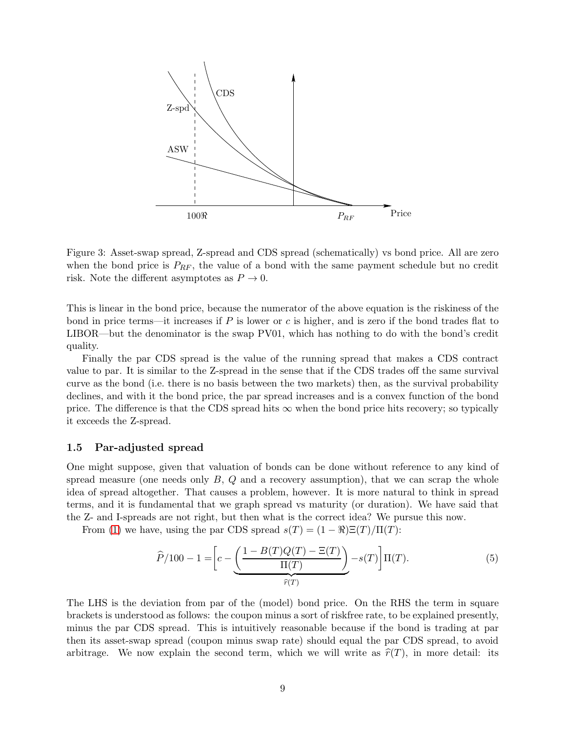Figure 3: Asset-swap spread, Z-spread and CDS spread (schematically) vs bond price. All are zero when the bond price is $P_{RF}$, the value of a bond with the same payment schedule but no credit risk. Note the different asymptotes as $P \to 0$.

This is linear in the bond price, because the numerator of the above equation is the riskiness of the bond in price terms—it increases if $P$ is lower or $c$ is higher, and is zero if the bond trades flat to LIBOR—but the denominator is the swap PV01, which has nothing to do with the bond's credit quality.

Finally the par CDS spread is the value of the running spread that makes a CDS contract value to par. It is similar to the Z-spread in the sense that if the CDS trades off the same survival curve as the bond (i.e. there is no basis between the two markets) then, as the survival probability declines, and with it the bond price, the par spread increases and is a convex function of the bond price. The difference is that the CDS spread hits $\infty$ when the bond price hits recovery; so typically it exceeds the Z-spread.

### 1.5 Par-adjusted spread

One might suppose, given that valuation of bonds can be done without reference to any kind of spread measure (one needs only $B$, $Q$ and a recovery assumption), that we can scrap the whole idea of spread altogether. That causes a problem, however. It is more natural to think in spread terms, and it is fundamental that we graph spread vs maturity (or duration). We have said that the Z- and I-spreads are not right, but then what is the correct idea? We pursue this now.

From (1) we have, using the par CDS spread $s(T) = (1-\Re)\Xi(T)/\Pi(T)$:

$$\widehat{P}/100 - 1 = \left[ c - \underbrace{\left( \frac{1 - B(T)Q(T) - \Xi(T)}{\Pi(T)} \right)}_{\widehat{r}(T)} - s(T) \right] \Pi(T). \tag{5}$$

The LHS is the deviation from par of the (model) bond price. On the RHS the term in square brackets is understood as follows: the coupon minus a sort of riskfree rate, to be explained presently, minus the par CDS spread. This is intuitively reasonable because if the bond is trading at par then its asset-swap spread (coupon minus swap rate) should equal the par CDS spread, to avoid arbitrage. We now explain the second term, which we will write as $\widehat{r}(T)$, in more detail: its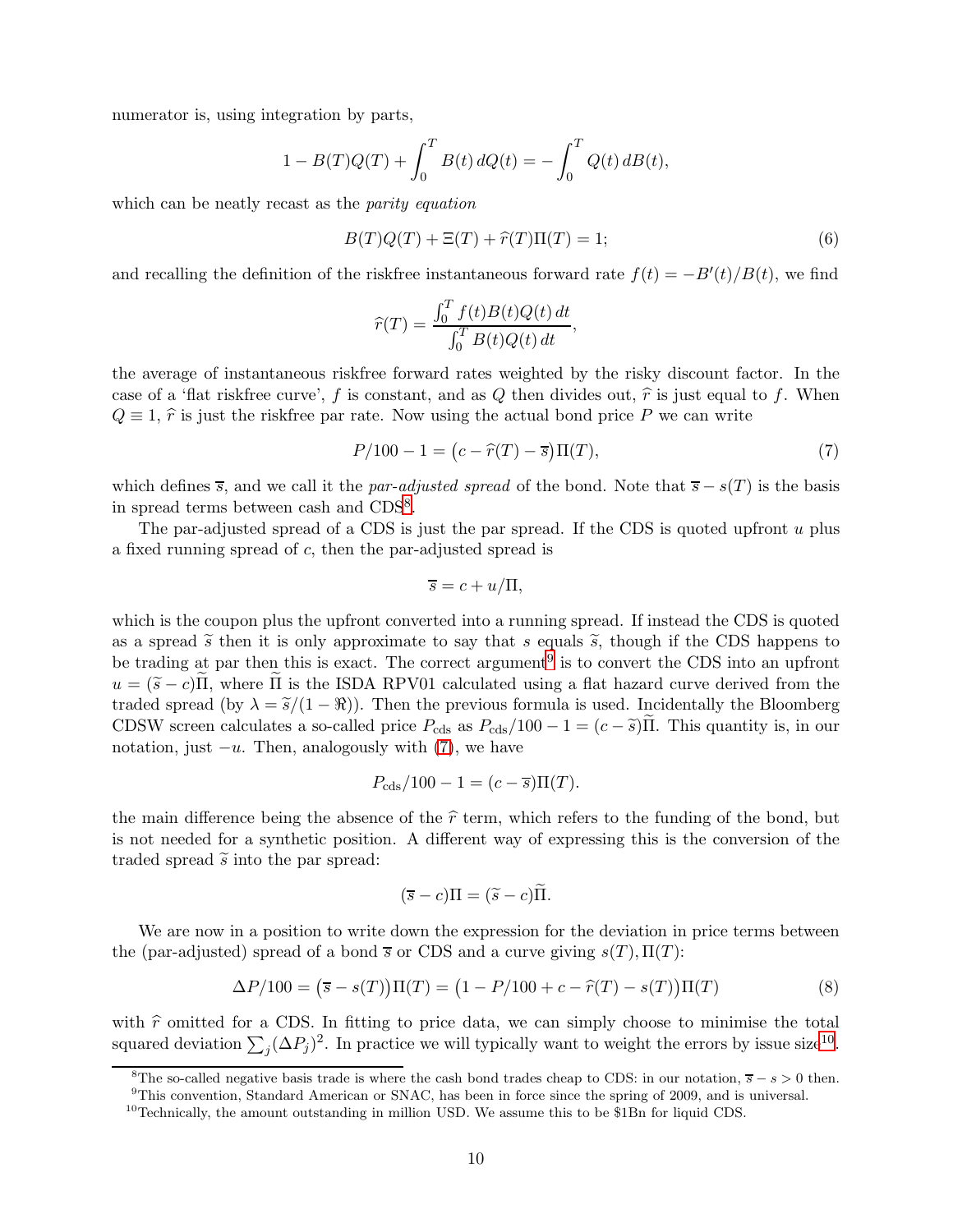numerator is, using integration by parts,

$$1 - B(T)Q(T) + \int_0^T B(t)\,dQ(t) = -\int_0^T Q(t)\,dB(t),$$

which can be neatly recast as the *parity equation*

$$B(T)Q(T) + \Xi(T) + \widehat{r}(T)\Pi(T) = 1; \tag{6}$$

and recalling the definition of the riskfree instantaneous forward rate $f(t) = -B'(t)/B(t)$, we find

$$\widehat{r}(T) = \frac{\int_0^T f(t)B(t)Q(t)\,dt}{\int_0^T B(t)Q(t)\,dt},$$

the average of instantaneous riskfree forward rates weighted by the risky discount factor. In the case of a 'flat riskfree curve', $f$ is constant, and as $Q$ then divides out, $\widehat{r}$ is just equal to $f$. When $Q \equiv 1$, $\widehat{r}$ is just the riskfree par rate. Now using the actual bond price $P$ we can write

$$P/100 - 1 = \big(c - \widehat{r}(T) - \overline{s}\big)\Pi(T), \tag{7}$$

which defines $\overline{s}$, and we call it the *par-adjusted spread* of the bond. Note that $\overline{s} - s(T)$ is the basis in spread terms between cash and CDS[8].

The par-adjusted spread of a CDS is just the par spread. If the CDS is quoted upfront $u$ plus a fixed running spread of $c$, then the par-adjusted spread is

$$\overline{s} = c + u/\Pi,$$

which is the coupon plus the upfront converted into a running spread. If instead the CDS is quoted as a spread $\widetilde{s}$ then it is only approximate to say that $s$ equals $\widetilde{s}$, though if the CDS happens to be trading at par then this is exact. The correct argument[9] is to convert the CDS into an upfront $u = (\widetilde{s} - c)\widetilde{\Pi}$, where $\widetilde{\Pi}$ is the ISDA RPV01 calculated using a flat hazard curve derived from the traded spread (by $\lambda = \widetilde{s}/(1 - \Re)$). Then the previous formula is used. Incidentally the Bloomberg CDSW screen calculates a so-called price $P_{\text{cds}}$ as $P_{\text{cds}}/100 - 1 = (c - \widetilde{s})\widetilde{\Pi}$. This quantity is, in our notation, just $-u$. Then, analogously with (7), we have

$$P_{\text{cds}}/100 - 1 = (c - \overline{s})\Pi(T).$$

the main difference being the absence of the $\widehat{r}$ term, which refers to the funding of the bond, but is not needed for a synthetic position. A different way of expressing this is the conversion of the traded spread $\widetilde{s}$ into the par spread:

$$(\overline{s} - c)\Pi = (\widetilde{s} - c)\widetilde{\Pi}.$$

We are now in a position to write down the expression for the deviation in price terms between the (par-adjusted) spread of a bond $\overline{s}$ or CDS and a curve giving $s(T), \Pi(T)$:

$$\Delta P/100 = \big(\overline{s} - s(T)\big)\Pi(T) = \big(1 - P/100 + c - \widehat{r}(T) - s(T)\big)\Pi(T) \tag{8}$$

with $\widehat{r}$ omitted for a CDS. In fitting to price data, we can simply choose to minimise the total squared deviation $\sum_j (\Delta P_j)^2$. In practice we will typically want to weight the errors by issue size[10].

[8] The so-called negative basis trade is where the cash bond trades cheap to CDS: in our notation, $\overline{s} - s > 0$ then.

[9] This convention, Standard American or SNAC, has been in force since the spring of 2009, and is universal.

[10] Technically, the amount outstanding in million USD. We assume this to be \$1Bn for liquid CDS.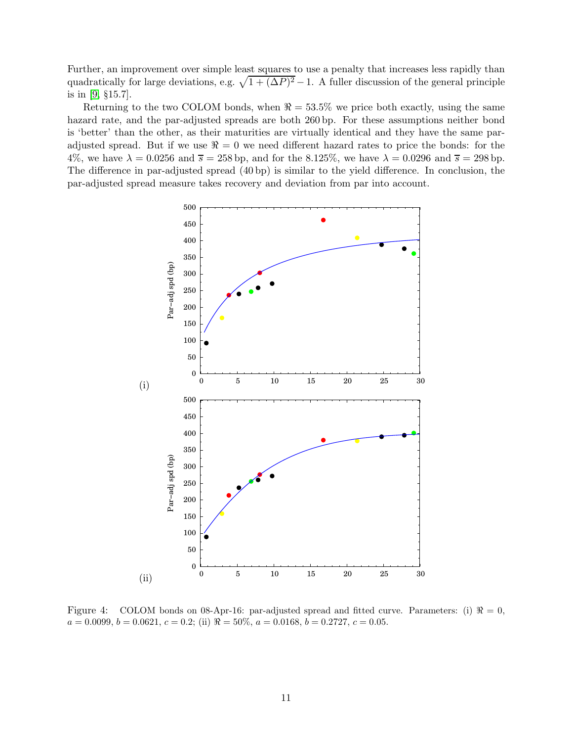Further, an improvement over simple least squares to use a penalty that increases less rapidly than quadratically for large deviations, e.g. $\sqrt{1+(\Delta P)^2}-1$. A fuller discussion of the general principle is in [9, §15.7].

Returning to the two COLOM bonds, when $\Re = 53.5\%$ we price both exactly, using the same hazard rate, and the par-adjusted spreads are both 260 bp. For these assumptions neither bond is 'better' than the other, as their maturities are virtually identical and they have the same par-adjusted spread. But if we use $\Re = 0$ we need different hazard rates to price the bonds: for the 4%, we have $\lambda = 0.0256$ and $\overline{s} = 258$ bp, and for the 8.125%, we have $\lambda = 0.0296$ and $\overline{s} = 298$ bp. The difference in par-adjusted spread (40 bp) is similar to the yield difference. In conclusion, the par-adjusted spread measure takes recovery and deviation from par into account.

Figure 4: COLOM bonds on 08-Apr-16: par-adjusted spread and fitted curve. Parameters: (i) $\Re = 0$, $a = 0.0099$, $b = 0.0621$, $c = 0.2$; (ii) $\Re = 50\%$, $a = 0.0168$, $b = 0.2727$, $c = 0.05$.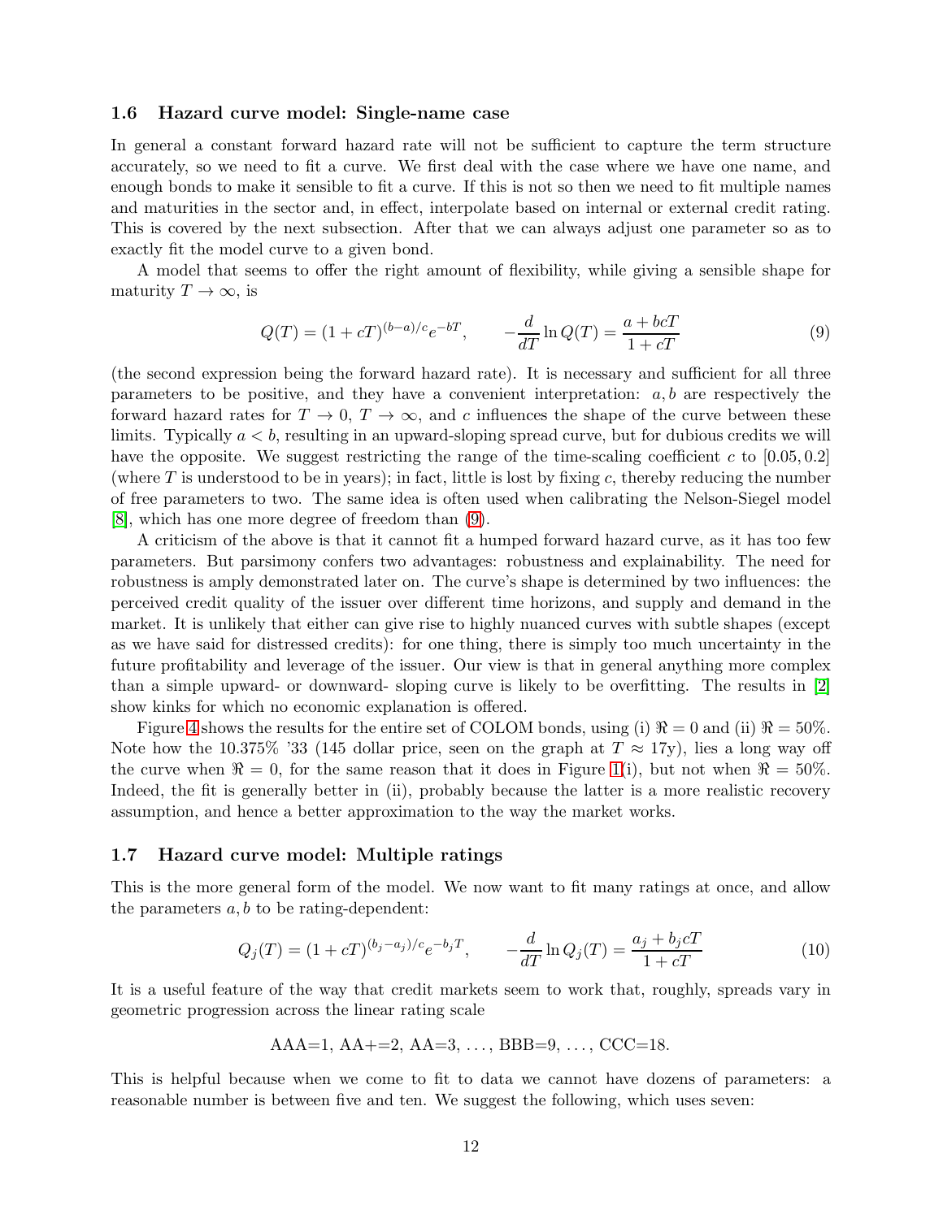### 1.6 Hazard curve model: Single-name case

In general a constant forward hazard rate will not be sufficient to capture the term structure accurately, so we need to fit a curve. We first deal with the case where we have one name, and enough bonds to make it sensible to fit a curve. If this is not so then we need to fit multiple names and maturities in the sector and, in effect, interpolate based on internal or external credit rating. This is covered by the next subsection. After that we can always adjust one parameter so as to exactly fit the model curve to a given bond.

A model that seems to offer the right amount of flexibility, while giving a sensible shape for maturity $T \to \infty$, is

$$Q(T) = (1 + cT)^{(b-a)/c} e^{-bT}, \qquad -\frac{d}{dT} \ln Q(T) = \frac{a + bcT}{1 + cT} \tag{9}$$

(the second expression being the forward hazard rate). It is necessary and sufficient for all three parameters to be positive, and they have a convenient interpretation: $a, b$ are respectively the forward hazard rates for $T \to 0$, $T \to \infty$, and $c$ influences the shape of the curve between these limits. Typically $a < b$, resulting in an upward-sloping spread curve, but for dubious credits we will have the opposite. We suggest restricting the range of the time-scaling coefficient $c$ to $[0.05, 0.2]$ (where $T$ is understood to be in years); in fact, little is lost by fixing $c$, thereby reducing the number of free parameters to two. The same idea is often used when calibrating the Nelson-Siegel model [8], which has one more degree of freedom than (9).

A criticism of the above is that it cannot fit a humped forward hazard curve, as it has too few parameters. But parsimony confers two advantages: robustness and explainability. The need for robustness is amply demonstrated later on. The curve's shape is determined by two influences: the perceived credit quality of the issuer over different time horizons, and supply and demand in the market. It is unlikely that either can give rise to highly nuanced curves with subtle shapes (except as we have said for distressed credits): for one thing, there is simply too much uncertainty in the future profitability and leverage of the issuer. Our view is that in general anything more complex than a simple upward- or downward- sloping curve is likely to be overfitting. The results in [2] show kinks for which no economic explanation is offered.

Figure 4 shows the results for the entire set of COLOM bonds, using (i) $\Re = 0$ and (ii) $\Re = 50\%$. Note how the 10.375% '33 (145 dollar price, seen on the graph at $T \approx 17$y), lies a long way off the curve when $\Re = 0$, for the same reason that it does in Figure 1(i), but not when $\Re = 50\%$. Indeed, the fit is generally better in (ii), probably because the latter is a more realistic recovery assumption, and hence a better approximation to the way the market works.

### 1.7 Hazard curve model: Multiple ratings

This is the more general form of the model. We now want to fit many ratings at once, and allow the parameters $a, b$ to be rating-dependent:

$$Q_j(T) = (1 + cT)^{(b_j - a_j)/c} e^{-b_j T}, \qquad -\frac{d}{dT} \ln Q_j(T) = \frac{a_j + b_j cT}{1 + cT} \tag{10}$$

It is a useful feature of the way that credit markets seem to work that, roughly, spreads vary in geometric progression across the linear rating scale

$$\text{AAA=1, AA+=2, AA=3, } \ldots \text{, BBB=9, } \ldots \text{, CCC=18.}$$

This is helpful because when we come to fit to data we cannot have dozens of parameters: a reasonable number is between five and ten. We suggest the following, which uses seven: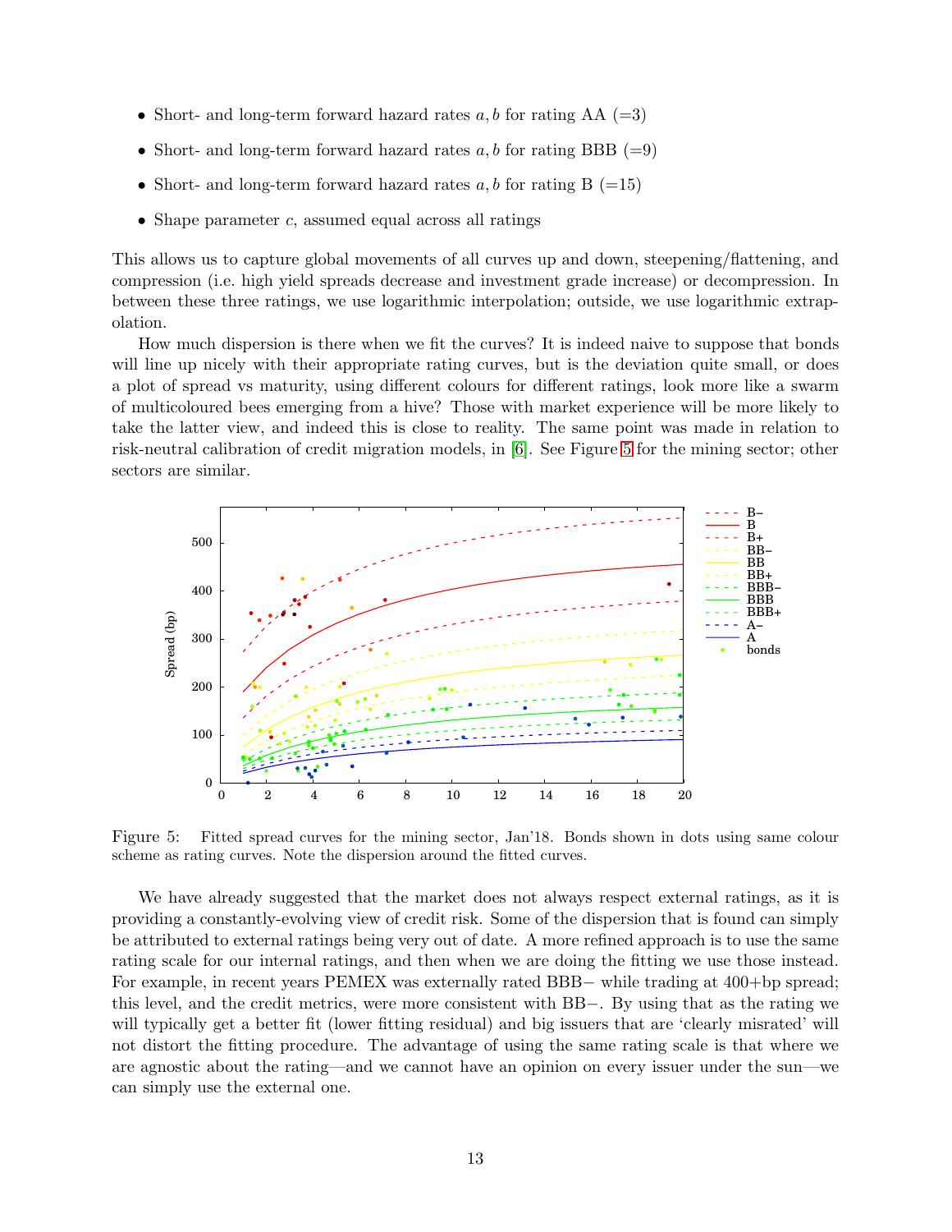- Short- and long-term forward hazard rates $a, b$ for rating AA (=3)
- Short- and long-term forward hazard rates $a, b$ for rating BBB (=9)
- Short- and long-term forward hazard rates $a, b$ for rating B (=15)
- Shape parameter $c$, assumed equal across all ratings

This allows us to capture global movements of all curves up and down, steepening/flattening, and compression (i.e. high yield spreads decrease and investment grade increase) or decompression. In between these three ratings, we use logarithmic interpolation; outside, we use logarithmic extrapolation.

How much dispersion is there when we fit the curves? It is indeed naive to suppose that bonds will line up nicely with their appropriate rating curves, but is the deviation quite small, or does a plot of spread vs maturity, using different colours for different ratings, look more like a swarm of multicoloured bees emerging from a hive? Those with market experience will be more likely to take the latter view, and indeed this is close to reality. The same point was made in relation to risk-neutral calibration of credit migration models, in [6]. See Figure 5 for the mining sector; other sectors are similar.

Figure 5: Fitted spread curves for the mining sector, Jan'18. Bonds shown in dots using same colour scheme as rating curves. Note the dispersion around the fitted curves.

We have already suggested that the market does not always respect external ratings, as it is providing a constantly-evolving view of credit risk. Some of the dispersion that is found can simply be attributed to external ratings being very out of date. A more refined approach is to use the same rating scale for our internal ratings, and then when we are doing the fitting we use those instead. For example, in recent years PEMEX was externally rated BBB− while trading at 400+bp spread; this level, and the credit metrics, were more consistent with BB−. By using that as the rating we will typically get a better fit (lower fitting residual) and big issuers that are 'clearly misrated' will not distort the fitting procedure. The advantage of using the same rating scale is that where we are agnostic about the rating—and we cannot have an opinion on every issuer under the sun—we can simply use the external one.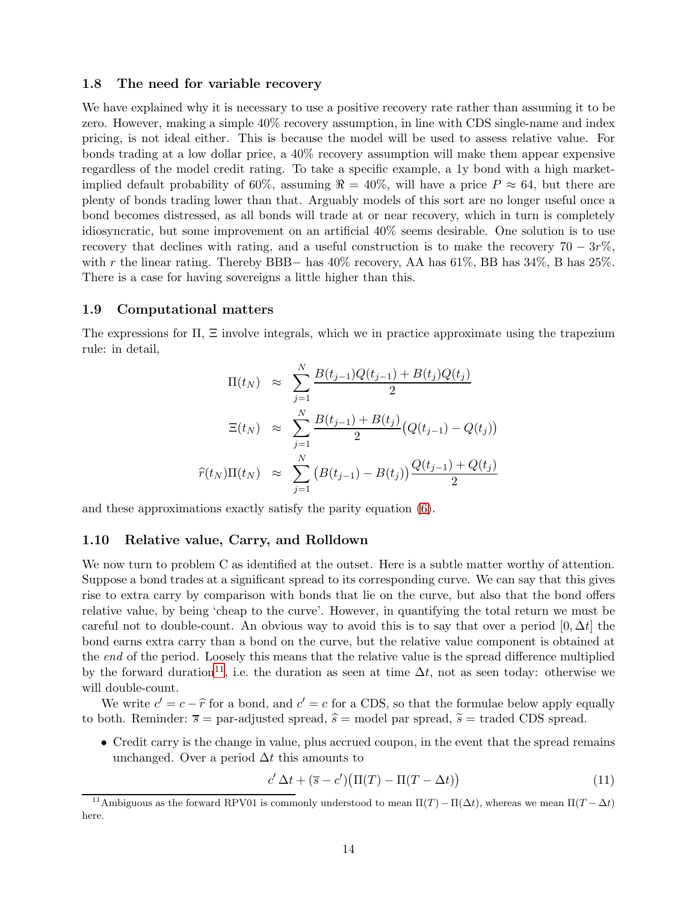### 1.8 The need for variable recovery

We have explained why it is necessary to use a positive recovery rate rather than assuming it to be zero. However, making a simple 40% recovery assumption, in line with CDS single-name and index pricing, is not ideal either. This is because the model will be used to assess relative value. For bonds trading at a low dollar price, a 40% recovery assumption will make them appear expensive regardless of the model credit rating. To take a specific example, a 1y bond with a high market-implied default probability of 60%, assuming $\Re = 40\%$, will have a price $P \approx 64$, but there are plenty of bonds trading lower than that. Arguably models of this sort are no longer useful once a bond becomes distressed, as all bonds will trade at or near recovery, which in turn is completely idiosyncratic, but some improvement on an artificial 40% seems desirable. One solution is to use recovery that declines with rating, and a useful construction is to make the recovery $70 - 3r\%$, with $r$ the linear rating. Thereby BBB− has 40% recovery, AA has 61%, BB has 34%, B has 25%. There is a case for having sovereigns a little higher than this.

### 1.9 Computational matters

The expressions for $\Pi$, $\Xi$ involve integrals, which we in practice approximate using the trapezium rule: in detail,

$$
\begin{aligned}
\Pi(t_N) &\approx \sum_{j=1}^{N} \frac{B(t_{j-1})Q(t_{j-1}) + B(t_j)Q(t_j)}{2} \\
\Xi(t_N) &\approx \sum_{j=1}^{N} \frac{B(t_{j-1}) + B(t_j)}{2}\big(Q(t_{j-1}) - Q(t_j)\big) \\
\widehat{r}(t_N)\Pi(t_N) &\approx \sum_{j=1}^{N} \big(B(t_{j-1}) - B(t_j)\big)\frac{Q(t_{j-1}) + Q(t_j)}{2}
\end{aligned}
$$

and these approximations exactly satisfy the parity equation (6).

### 1.10 Relative value, Carry, and Rolldown

We now turn to problem C as identified at the outset. Here is a subtle matter worthy of attention. Suppose a bond trades at a significant spread to its corresponding curve. We can say that this gives rise to extra carry by comparison with bonds that lie on the curve, but also that the bond offers relative value, by being 'cheap to the curve'. However, in quantifying the total return we must be careful not to double-count. An obvious way to avoid this is to say that over a period $[0, \Delta t]$ the bond earns extra carry than a bond on the curve, but the relative value component is obtained at the *end* of the period. Loosely this means that the relative value is the spread difference multiplied by the forward duration[11], i.e. the duration as seen at time $\Delta t$, not as seen today: otherwise we will double-count.

We write $c' = c - \widehat{r}$ for a bond, and $c' = c$ for a CDS, so that the formulae below apply equally to both. Reminder: $\overline{s}$ = par-adjusted spread, $\widehat{s}$ = model par spread, $\widetilde{s}$ = traded CDS spread.

- Credit carry is the change in value, plus accrued coupon, in the event that the spread remains unchanged. Over a period $\Delta t$ this amounts to

$$
c'\,\Delta t + (\overline{s} - c')\big(\Pi(T) - \Pi(T - \Delta t)\big) \tag{11}
$$

[11] Ambiguous as the forward RPV01 is commonly understood to mean $\Pi(T) - \Pi(\Delta t)$, whereas we mean $\Pi(T - \Delta t)$ here.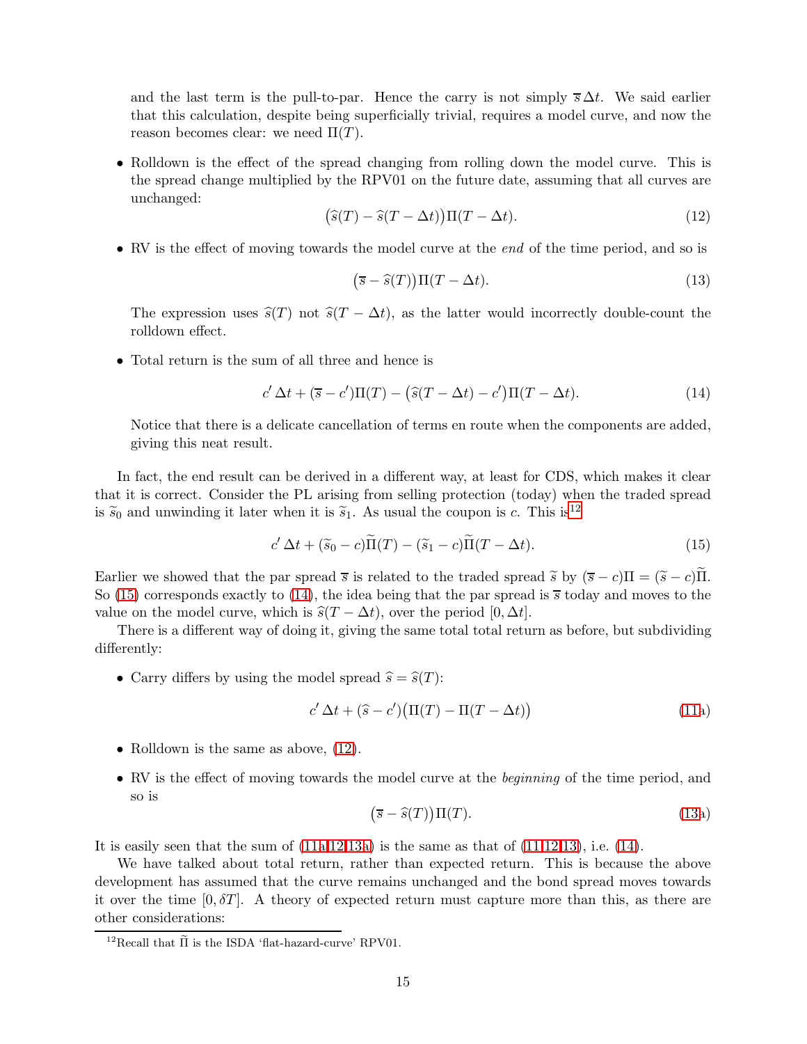and the last term is the pull-to-par. Hence the carry is not simply $\overline{s}\,\Delta t$. We said earlier that this calculation, despite being superficially trivial, requires a model curve, and now the reason becomes clear: we need $\Pi(T)$.

- Rolldown is the effect of the spread changing from rolling down the model curve. This is the spread change multiplied by the RPV01 on the future date, assuming that all curves are unchanged:
$$\big(\widehat{s}(T) - \widehat{s}(T-\Delta t)\big)\Pi(T-\Delta t). \tag{12}$$

- RV is the effect of moving towards the model curve at the *end* of the time period, and so is
$$\big(\overline{s} - \widehat{s}(T)\big)\Pi(T-\Delta t). \tag{13}$$
The expression uses $\widehat{s}(T)$ not $\widehat{s}(T-\Delta t)$, as the latter would incorrectly double-count the rolldown effect.

- Total return is the sum of all three and hence is
$$c'\,\Delta t + (\overline{s} - c')\Pi(T) - \big(\widehat{s}(T-\Delta t) - c'\big)\Pi(T-\Delta t). \tag{14}$$
Notice that there is a delicate cancellation of terms en route when the components are added, giving this neat result.

In fact, the end result can be derived in a different way, at least for CDS, which makes it clear that it is correct. Consider the PL arising from selling protection (today) when the traded spread is $\widetilde{s}_0$ and unwinding it later when it is $\widetilde{s}_1$. As usual the coupon is $c$. This is[12]
$$c'\,\Delta t + (\widetilde{s}_0 - c)\widetilde{\Pi}(T) - (\widetilde{s}_1 - c)\widetilde{\Pi}(T-\Delta t). \tag{15}$$
Earlier we showed that the par spread $\overline{s}$ is related to the traded spread $\widetilde{s}$ by $(\overline{s}-c)\Pi = (\widetilde{s}-c)\widetilde{\Pi}$. So (15) corresponds exactly to (14), the idea being that the par spread is $\overline{s}$ today and moves to the value on the model curve, which is $\widehat{s}(T-\Delta t)$, over the period $[0,\Delta t]$.

There is a different way of doing it, giving the same total total return as before, but subdividing differently:

- Carry differs by using the model spread $\widehat{s} = \widehat{s}(T)$:
$$c'\,\Delta t + (\widehat{s} - c')\big(\Pi(T) - \Pi(T-\Delta t)\big) \tag{11a}$$

- Rolldown is the same as above, (12).

- RV is the effect of moving towards the model curve at the *beginning* of the time period, and so is
$$\big(\overline{s} - \widehat{s}(T)\big)\Pi(T). \tag{13a}$$

It is easily seen that the sum of (11a,12,13a) is the same as that of (11,12,13), i.e. (14).

We have talked about total return, rather than expected return. This is because the above development has assumed that the curve remains unchanged and the bond spread moves towards it over the time $[0, \delta T]$. A theory of expected return must capture more than this, as there are other considerations:

[12] Recall that $\widetilde{\Pi}$ is the ISDA 'flat-hazard-curve' RPV01.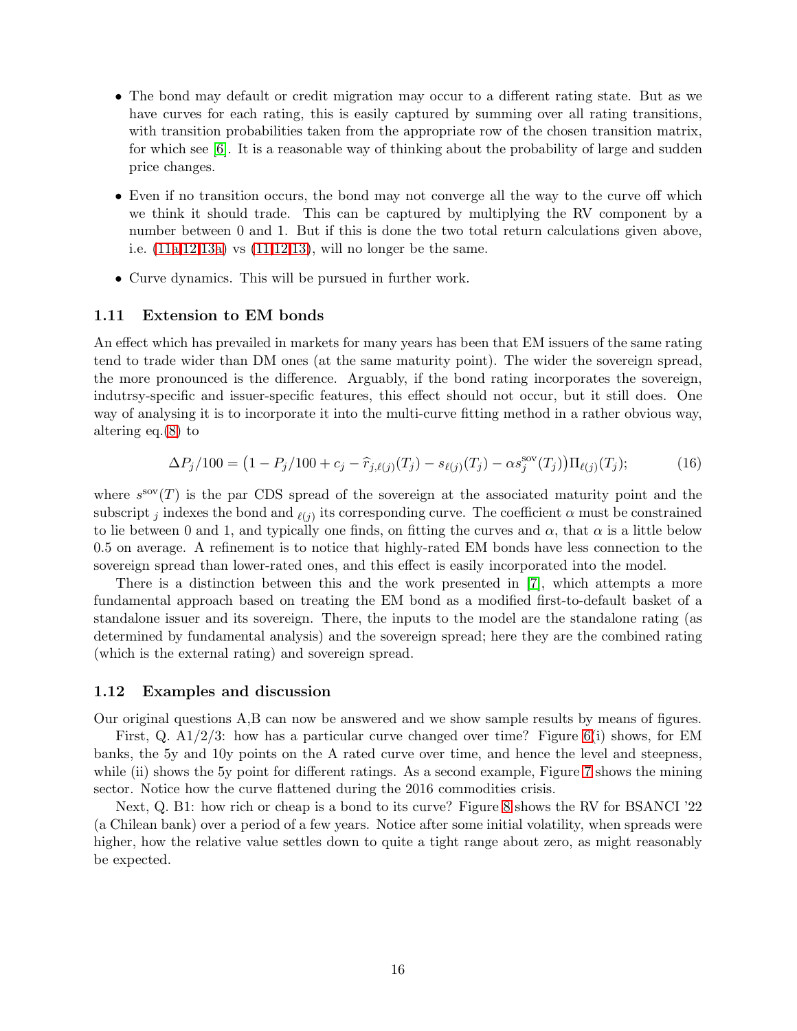- The bond may default or credit migration may occur to a different rating state. But as we have curves for each rating, this is easily captured by summing over all rating transitions, with transition probabilities taken from the appropriate row of the chosen transition matrix, for which see [6]. It is a reasonable way of thinking about the probability of large and sudden price changes.
- Even if no transition occurs, the bond may not converge all the way to the curve off which we think it should trade. This can be captured by multiplying the RV component by a number between 0 and 1. But if this is done the two total return calculations given above, i.e. (11a,12,13a) vs (11,12,13), will no longer be the same.
- Curve dynamics. This will be pursued in further work.

### 1.11 Extension to EM bonds

An effect which has prevailed in markets for many years has been that EM issuers of the same rating tend to trade wider than DM ones (at the same maturity point). The wider the sovereign spread, the more pronounced is the difference. Arguably, if the bond rating incorporates the sovereign, indutrsy-specific and issuer-specific features, this effect should not occur, but it still does. One way of analysing it is to incorporate it into the multi-curve fitting method in a rather obvious way, altering eq.(8) to

$$\Delta P_j/100 = \big(1 - P_j/100 + c_j - \widehat{r}_{j,\ell(j)}(T_j) - s_{\ell(j)}(T_j) - \alpha s^{\mathrm{sov}}_j(T_j)\big)\Pi_{\ell(j)}(T_j); \tag{16}$$

where $s^{\mathrm{sov}}(T)$ is the par CDS spread of the sovereign at the associated maturity point and the subscript $_j$ indexes the bond and $_{\ell(j)}$ its corresponding curve. The coefficient $\alpha$ must be constrained to lie between 0 and 1, and typically one finds, on fitting the curves and $\alpha$, that $\alpha$ is a little below 0.5 on average. A refinement is to notice that highly-rated EM bonds have less connection to the sovereign spread than lower-rated ones, and this effect is easily incorporated into the model.

There is a distinction between this and the work presented in [7], which attempts a more fundamental approach based on treating the EM bond as a modified first-to-default basket of a standalone issuer and its sovereign. There, the inputs to the model are the standalone rating (as determined by fundamental analysis) and the sovereign spread; here they are the combined rating (which is the external rating) and sovereign spread.

### 1.12 Examples and discussion

Our original questions A,B can now be answered and we show sample results by means of figures.

First, Q. A1/2/3: how has a particular curve changed over time? Figure 6(i) shows, for EM banks, the 5y and 10y points on the A rated curve over time, and hence the level and steepness, while (ii) shows the 5y point for different ratings. As a second example, Figure 7 shows the mining sector. Notice how the curve flattened during the 2016 commodities crisis.

Next, Q. B1: how rich or cheap is a bond to its curve? Figure 8 shows the RV for BSANCI '22 (a Chilean bank) over a period of a few years. Notice after some initial volatility, when spreads were higher, how the relative value settles down to quite a tight range about zero, as might reasonably be expected.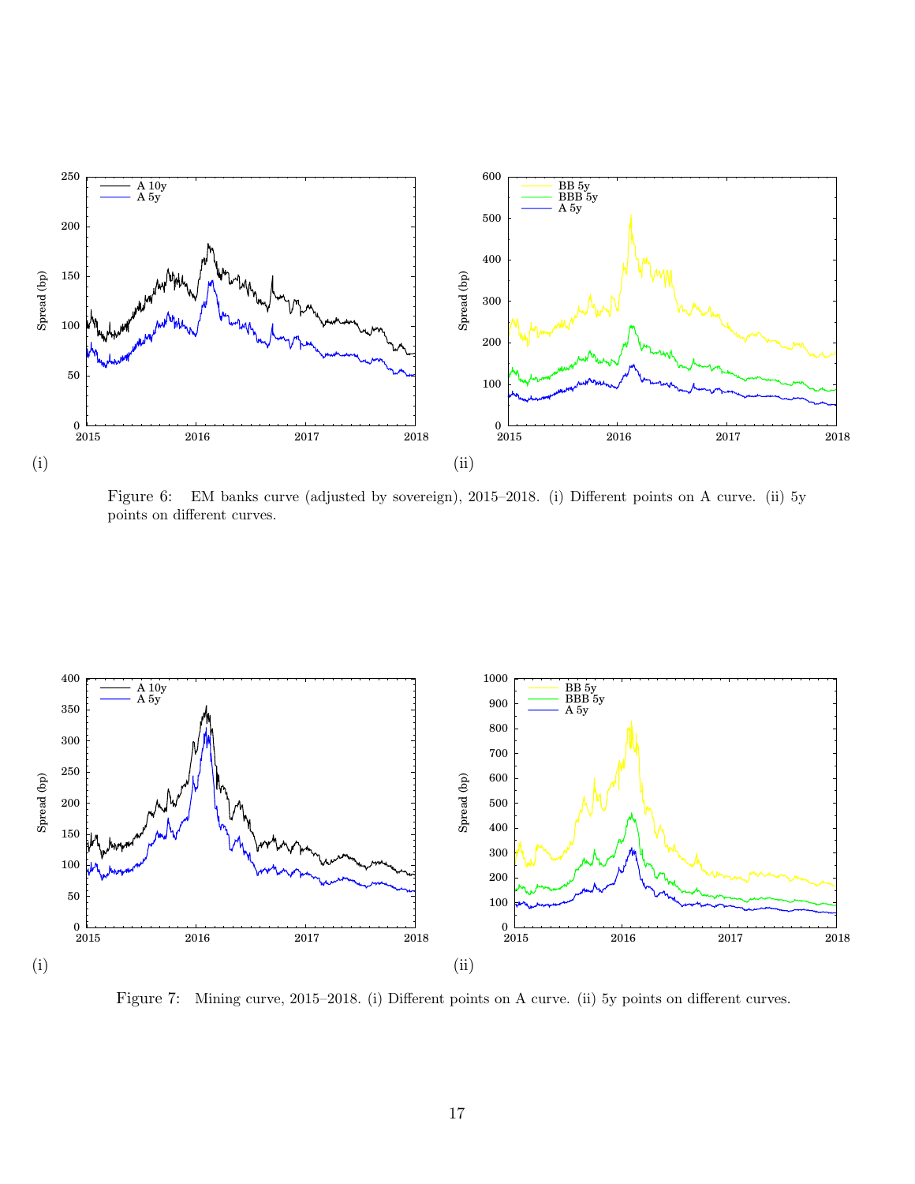Figure 6: EM banks curve (adjusted by sovereign), 2015–2018. (i) Different points on A curve. (ii) 5y points on different curves.

Figure 7: Mining curve, 2015–2018. (i) Different points on A curve. (ii) 5y points on different curves.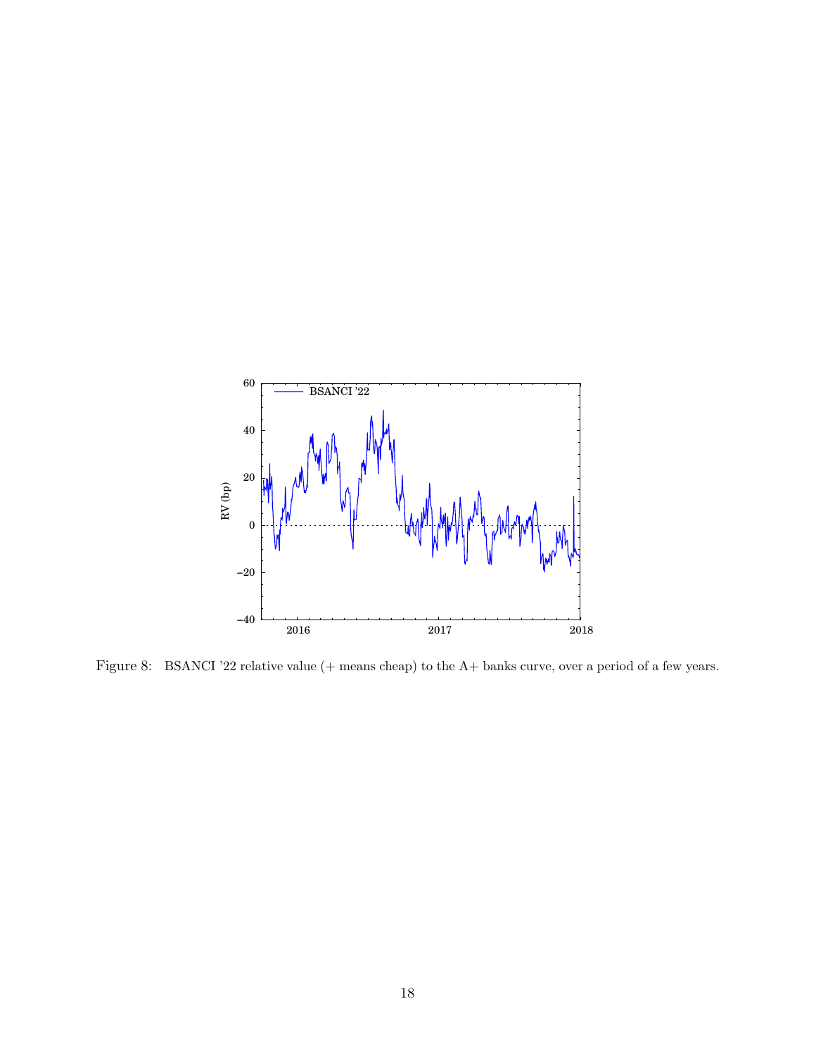Figure 8: BSANCI '22 relative value (+ means cheap) to the A+ banks curve, over a period of a few years.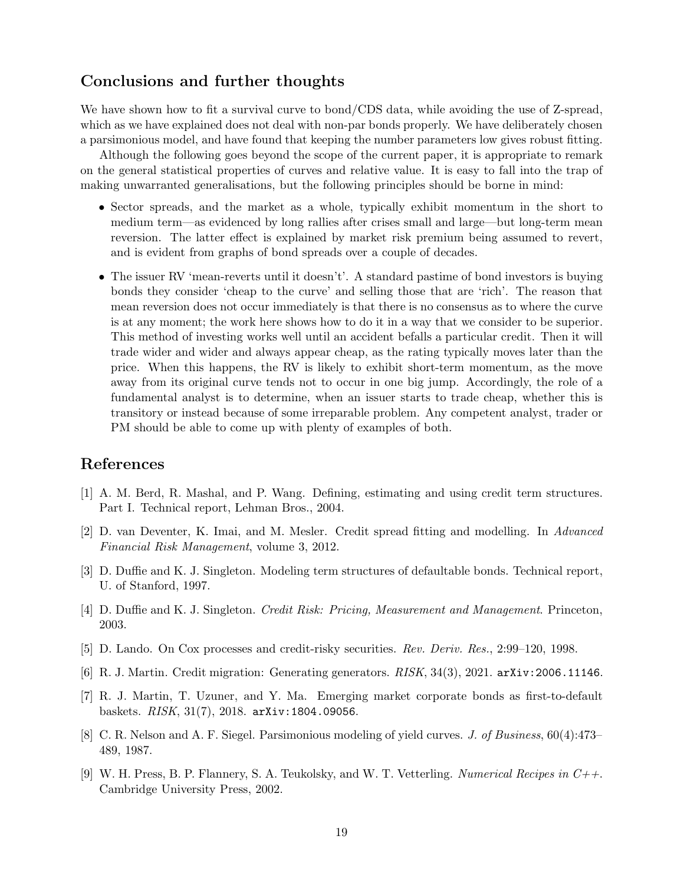## Conclusions and further thoughts

We have shown how to fit a survival curve to bond/CDS data, while avoiding the use of Z-spread, which as we have explained does not deal with non-par bonds properly. We have deliberately chosen a parsimonious model, and have found that keeping the number parameters low gives robust fitting.

Although the following goes beyond the scope of the current paper, it is appropriate to remark on the general statistical properties of curves and relative value. It is easy to fall into the trap of making unwarranted generalisations, but the following principles should be borne in mind:

- Sector spreads, and the market as a whole, typically exhibit momentum in the short to medium term—as evidenced by long rallies after crises small and large—but long-term mean reversion. The latter effect is explained by market risk premium being assumed to revert, and is evident from graphs of bond spreads over a couple of decades.
- The issuer RV 'mean-reverts until it doesn't'. A standard pastime of bond investors is buying bonds they consider 'cheap to the curve' and selling those that are 'rich'. The reason that mean reversion does not occur immediately is that there is no consensus as to where the curve is at any moment; the work here shows how to do it in a way that we consider to be superior. This method of investing works well until an accident befalls a particular credit. Then it will trade wider and wider and always appear cheap, as the rating typically moves later than the price. When this happens, the RV is likely to exhibit short-term momentum, as the move away from its original curve tends not to occur in one big jump. Accordingly, the role of a fundamental analyst is to determine, when an issuer starts to trade cheap, whether this is transitory or instead because of some irreparable problem. Any competent analyst, trader or PM should be able to come up with plenty of examples of both.

## References

[1] A. M. Berd, R. Mashal, and P. Wang. Defining, estimating and using credit term structures. Part I. Technical report, Lehman Bros., 2004.

[2] D. van Deventer, K. Imai, and M. Mesler. Credit spread fitting and modelling. In *Advanced Financial Risk Management*, volume 3, 2012.

[3] D. Duffie and K. J. Singleton. Modeling term structures of defaultable bonds. Technical report, U. of Stanford, 1997.

[4] D. Duffie and K. J. Singleton. *Credit Risk: Pricing, Measurement and Management*. Princeton, 2003.

[5] D. Lando. On Cox processes and credit-risky securities. *Rev. Deriv. Res.*, 2:99–120, 1998.

[6] R. J. Martin. Credit migration: Generating generators. *RISK*, 34(3), 2021. `arXiv:2006.11146`.

[7] R. J. Martin, T. Uzuner, and Y. Ma. Emerging market corporate bonds as first-to-default baskets. *RISK*, 31(7), 2018. `arXiv:1804.09056`.

[8] C. R. Nelson and A. F. Siegel. Parsimonious modeling of yield curves. *J. of Business*, 60(4):473–489, 1987.

[9] W. H. Press, B. P. Flannery, S. A. Teukolsky, and W. T. Vetterling. *Numerical Recipes in C++*. Cambridge University Press, 2002.